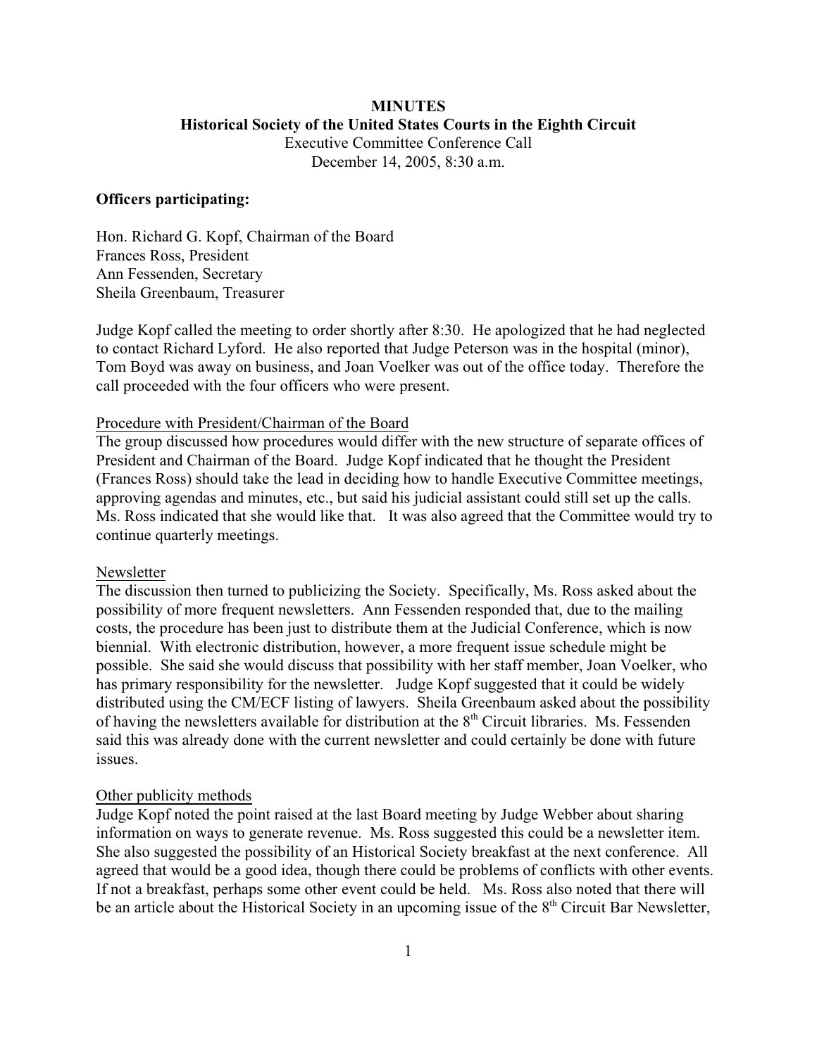**MINUTES**
**Historical Society of the United States Courts in the Eighth Circuit**
Executive Committee Conference Call
December 14, 2005, 8:30 a.m.

**Officers participating:**

Hon. Richard G. Kopf, Chairman of the Board
Frances Ross, President
Ann Fessenden, Secretary
Sheila Greenbaum, Treasurer

Judge Kopf called the meeting to order shortly after 8:30. He apologized that he had neglected to contact Richard Lyford. He also reported that Judge Peterson was in the hospital (minor), Tom Boyd was away on business, and Joan Voelker was out of the office today. Therefore the call proceeded with the four officers who were present.

Procedure with President/Chairman of the Board

The group discussed how procedures would differ with the new structure of separate offices of President and Chairman of the Board. Judge Kopf indicated that he thought the President (Frances Ross) should take the lead in deciding how to handle Executive Committee meetings, approving agendas and minutes, etc., but said his judicial assistant could still set up the calls. Ms. Ross indicated that she would like that. It was also agreed that the Committee would try to continue quarterly meetings.

Newsletter

The discussion then turned to publicizing the Society. Specifically, Ms. Ross asked about the possibility of more frequent newsletters. Ann Fessenden responded that, due to the mailing costs, the procedure has been just to distribute them at the Judicial Conference, which is now biennial. With electronic distribution, however, a more frequent issue schedule might be possible. She said she would discuss that possibility with her staff member, Joan Voelker, who has primary responsibility for the newsletter. Judge Kopf suggested that it could be widely distributed using the CM/ECF listing of lawyers. Sheila Greenbaum asked about the possibility of having the newsletters available for distribution at the 8th Circuit libraries. Ms. Fessenden said this was already done with the current newsletter and could certainly be done with future issues.

Other publicity methods

Judge Kopf noted the point raised at the last Board meeting by Judge Webber about sharing information on ways to generate revenue. Ms. Ross suggested this could be a newsletter item. She also suggested the possibility of an Historical Society breakfast at the next conference. All agreed that would be a good idea, though there could be problems of conflicts with other events. If not a breakfast, perhaps some other event could be held. Ms. Ross also noted that there will be an article about the Historical Society in an upcoming issue of the 8th Circuit Bar Newsletter,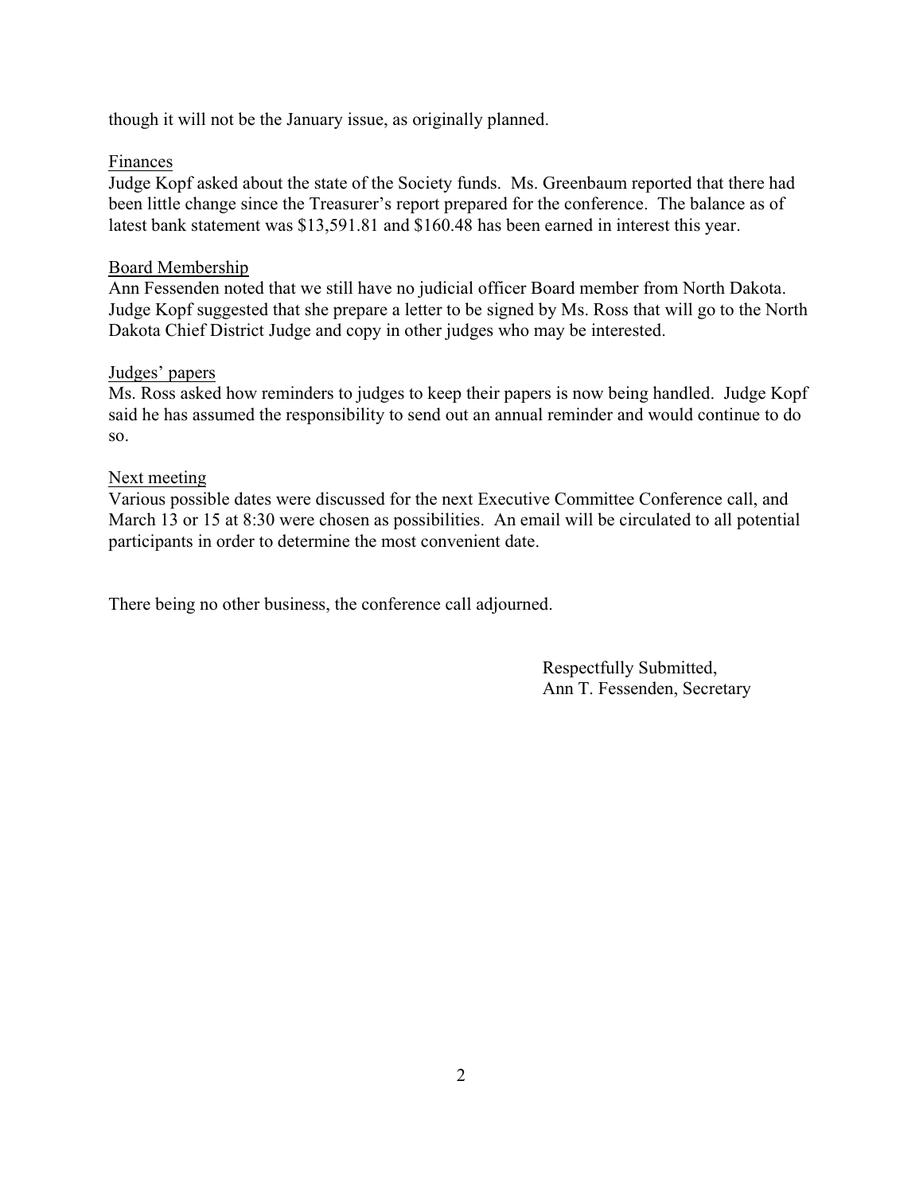though it will not be the January issue, as originally planned.

Finances

Judge Kopf asked about the state of the Society funds. Ms. Greenbaum reported that there had been little change since the Treasurer's report prepared for the conference. The balance as of latest bank statement was $13,591.81 and $160.48 has been earned in interest this year.

Board Membership

Ann Fessenden noted that we still have no judicial officer Board member from North Dakota. Judge Kopf suggested that she prepare a letter to be signed by Ms. Ross that will go to the North Dakota Chief District Judge and copy in other judges who may be interested.

Judges' papers

Ms. Ross asked how reminders to judges to keep their papers is now being handled. Judge Kopf said he has assumed the responsibility to send out an annual reminder and would continue to do so.

Next meeting

Various possible dates were discussed for the next Executive Committee Conference call, and March 13 or 15 at 8:30 were chosen as possibilities. An email will be circulated to all potential participants in order to determine the most convenient date.

There being no other business, the conference call adjourned.

Respectfully Submitted,
Ann T. Fessenden, Secretary